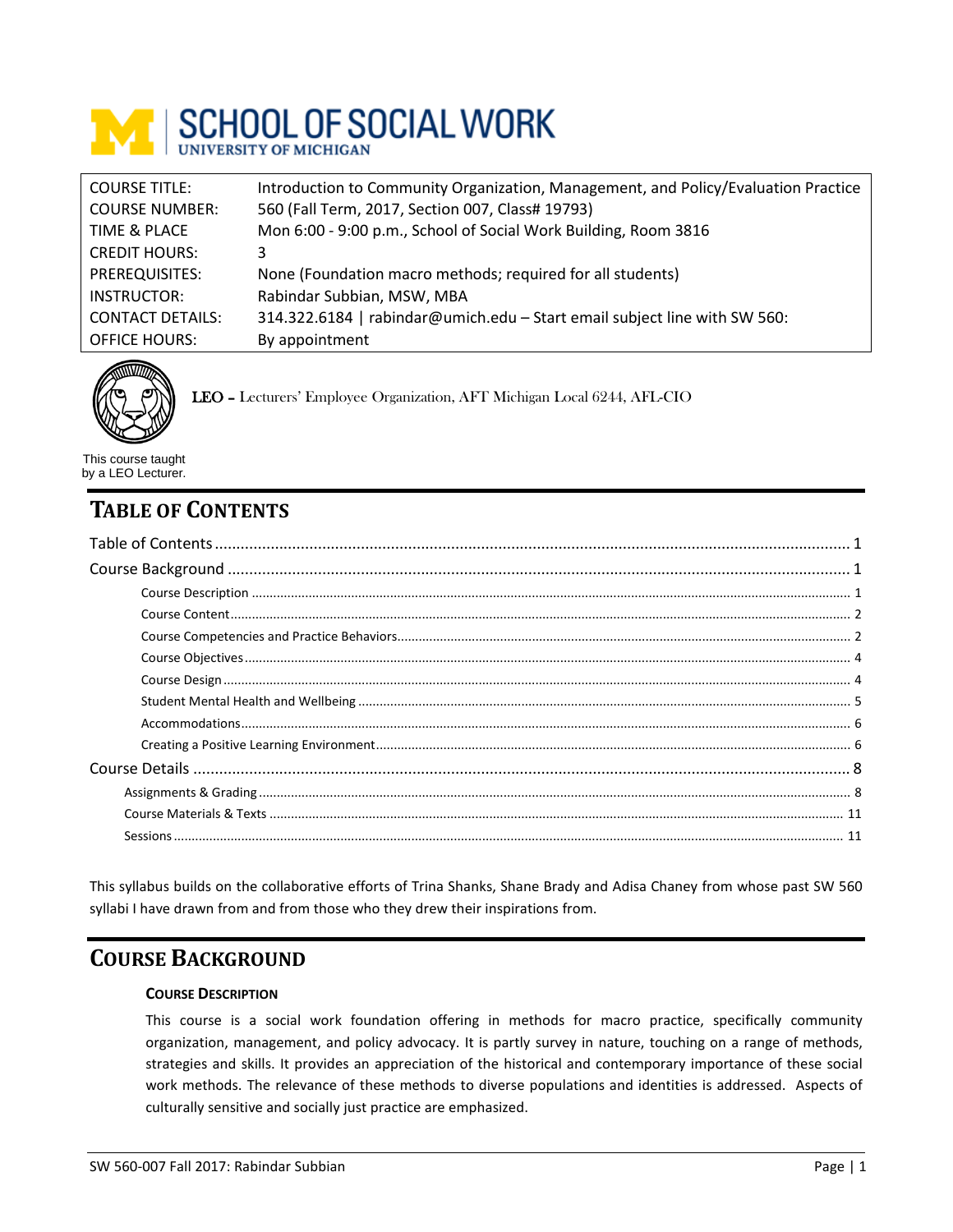# SCHOOL OF SOCIAL WORK
UNIVERSITY OF MICHIGAN

| | |
|---|---|
| COURSE TITLE: | Introduction to Community Organization, Management, and Policy/Evaluation Practice |
| COURSE NUMBER: | 560 (Fall Term, 2017, Section 007, Class# 19793) |
| TIME & PLACE | Mon 6:00 - 9:00 p.m., School of Social Work Building, Room 3816 |
| CREDIT HOURS: | 3 |
| PREREQUISITES: | None (Foundation macro methods; required for all students) |
| INSTRUCTOR: | Rabindar Subbian, MSW, MBA |
| CONTACT DETAILS: | 314.322.6184 \| rabindar@umich.edu – Start email subject line with SW 560: |
| OFFICE HOURS: | By appointment |

LEO – Lecturers' Employee Organization, AFT Michigan Local 6244, AFL-CIO

This course taught by a LEO Lecturer.

## TABLE OF CONTENTS

- Table of Contents ..... 1
- Course Background ..... 1
  - Course Description ..... 1
  - Course Content ..... 2
  - Course Competencies and Practice Behaviors ..... 2
  - Course Objectives ..... 4
  - Course Design ..... 4
  - Student Mental Health and Wellbeing ..... 5
  - Accommodations ..... 6
  - Creating a Positive Learning Environment ..... 6
- Course Details ..... 8
  - Assignments & Grading ..... 8
  - Course Materials & Texts ..... 11
  - Sessions ..... 11

This syllabus builds on the collaborative efforts of Trina Shanks, Shane Brady and Adisa Chaney from whose past SW 560 syllabi I have drawn from and from those who they drew their inspirations from.

## COURSE BACKGROUND

### COURSE DESCRIPTION

This course is a social work foundation offering in methods for macro practice, specifically community organization, management, and policy advocacy. It is partly survey in nature, touching on a range of methods, strategies and skills. It provides an appreciation of the historical and contemporary importance of these social work methods. The relevance of these methods to diverse populations and identities is addressed. Aspects of culturally sensitive and socially just practice are emphasized.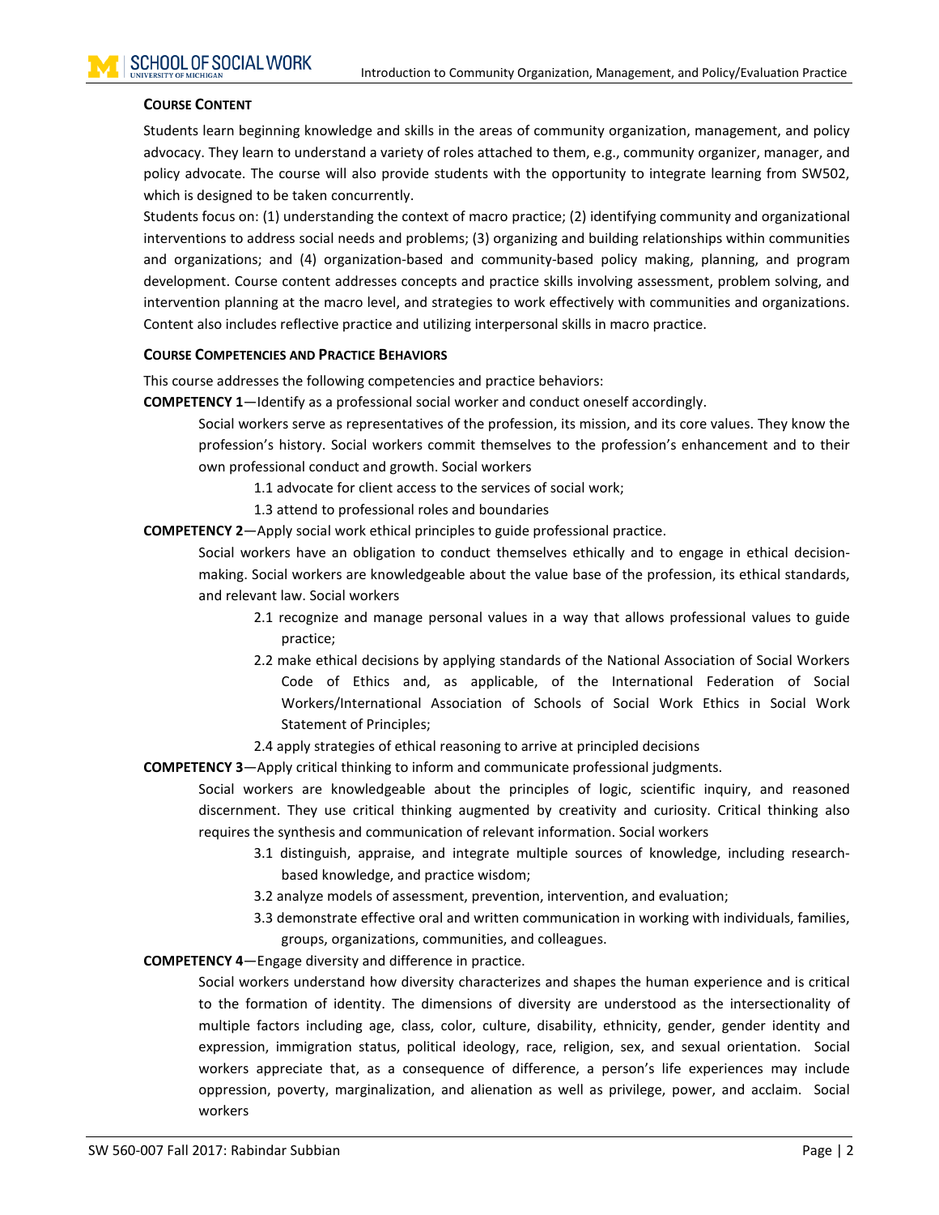## Course Content

Students learn beginning knowledge and skills in the areas of community organization, management, and policy advocacy. They learn to understand a variety of roles attached to them, e.g., community organizer, manager, and policy advocate. The course will also provide students with the opportunity to integrate learning from SW502, which is designed to be taken concurrently.

Students focus on: (1) understanding the context of macro practice; (2) identifying community and organizational interventions to address social needs and problems; (3) organizing and building relationships within communities and organizations; and (4) organization-based and community-based policy making, planning, and program development. Course content addresses concepts and practice skills involving assessment, problem solving, and intervention planning at the macro level, and strategies to work effectively with communities and organizations. Content also includes reflective practice and utilizing interpersonal skills in macro practice.

## Course Competencies and Practice Behaviors

This course addresses the following competencies and practice behaviors:

**COMPETENCY 1**—Identify as a professional social worker and conduct oneself accordingly.

Social workers serve as representatives of the profession, its mission, and its core values. They know the profession's history. Social workers commit themselves to the profession's enhancement and to their own professional conduct and growth. Social workers

- 1.1 advocate for client access to the services of social work;
- 1.3 attend to professional roles and boundaries

**COMPETENCY 2**—Apply social work ethical principles to guide professional practice.

Social workers have an obligation to conduct themselves ethically and to engage in ethical decision-making. Social workers are knowledgeable about the value base of the profession, its ethical standards, and relevant law. Social workers

- 2.1 recognize and manage personal values in a way that allows professional values to guide practice;
- 2.2 make ethical decisions by applying standards of the National Association of Social Workers Code of Ethics and, as applicable, of the International Federation of Social Workers/International Association of Schools of Social Work Ethics in Social Work Statement of Principles;
- 2.4 apply strategies of ethical reasoning to arrive at principled decisions

**COMPETENCY 3**—Apply critical thinking to inform and communicate professional judgments.

Social workers are knowledgeable about the principles of logic, scientific inquiry, and reasoned discernment. They use critical thinking augmented by creativity and curiosity. Critical thinking also requires the synthesis and communication of relevant information. Social workers

- 3.1 distinguish, appraise, and integrate multiple sources of knowledge, including research-based knowledge, and practice wisdom;
- 3.2 analyze models of assessment, prevention, intervention, and evaluation;
- 3.3 demonstrate effective oral and written communication in working with individuals, families, groups, organizations, communities, and colleagues.

**COMPETENCY 4**—Engage diversity and difference in practice.

Social workers understand how diversity characterizes and shapes the human experience and is critical to the formation of identity. The dimensions of diversity are understood as the intersectionality of multiple factors including age, class, color, culture, disability, ethnicity, gender, gender identity and expression, immigration status, political ideology, race, religion, sex, and sexual orientation. Social workers appreciate that, as a consequence of difference, a person's life experiences may include oppression, poverty, marginalization, and alienation as well as privilege, power, and acclaim. Social workers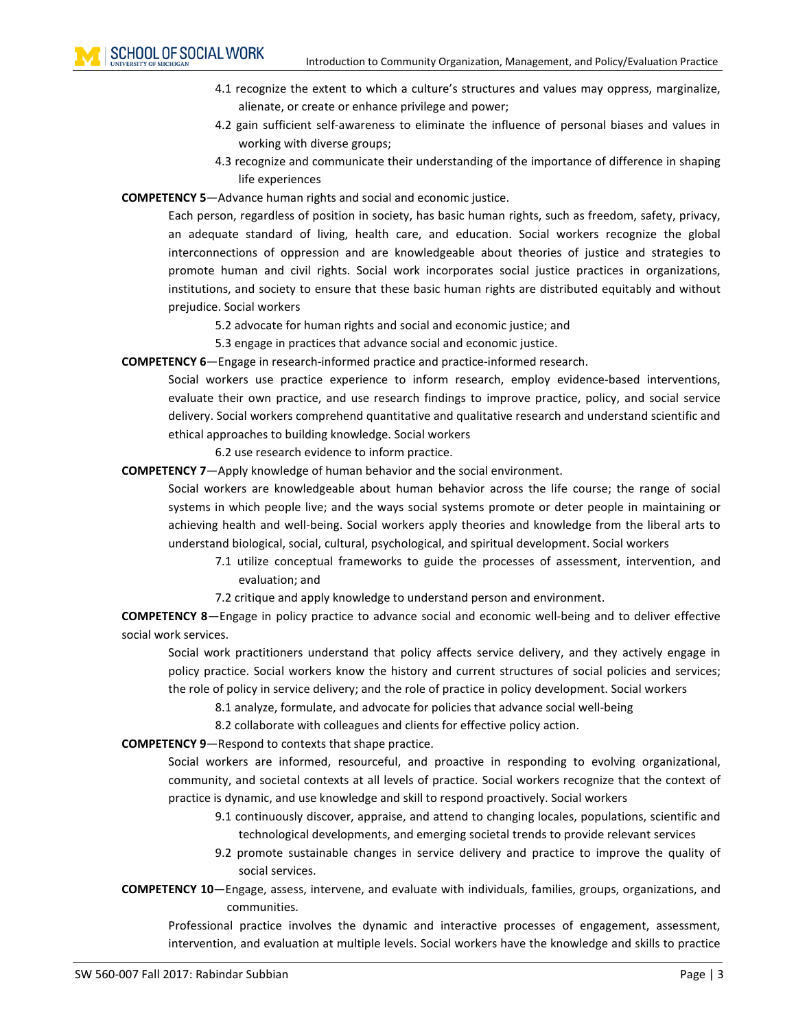- 4.1 recognize the extent to which a culture's structures and values may oppress, marginalize, alienate, or create or enhance privilege and power;
- 4.2 gain sufficient self-awareness to eliminate the influence of personal biases and values in working with diverse groups;
- 4.3 recognize and communicate their understanding of the importance of difference in shaping life experiences

**COMPETENCY 5**—Advance human rights and social and economic justice.

Each person, regardless of position in society, has basic human rights, such as freedom, safety, privacy, an adequate standard of living, health care, and education. Social workers recognize the global interconnections of oppression and are knowledgeable about theories of justice and strategies to promote human and civil rights. Social work incorporates social justice practices in organizations, institutions, and society to ensure that these basic human rights are distributed equitably and without prejudice. Social workers

- 5.2 advocate for human rights and social and economic justice; and
- 5.3 engage in practices that advance social and economic justice.

**COMPETENCY 6**—Engage in research-informed practice and practice-informed research.

Social workers use practice experience to inform research, employ evidence-based interventions, evaluate their own practice, and use research findings to improve practice, policy, and social service delivery. Social workers comprehend quantitative and qualitative research and understand scientific and ethical approaches to building knowledge. Social workers

- 6.2 use research evidence to inform practice.

**COMPETENCY 7**—Apply knowledge of human behavior and the social environment.

Social workers are knowledgeable about human behavior across the life course; the range of social systems in which people live; and the ways social systems promote or deter people in maintaining or achieving health and well-being. Social workers apply theories and knowledge from the liberal arts to understand biological, social, cultural, psychological, and spiritual development. Social workers

- 7.1 utilize conceptual frameworks to guide the processes of assessment, intervention, and evaluation; and
- 7.2 critique and apply knowledge to understand person and environment.

**COMPETENCY 8**—Engage in policy practice to advance social and economic well-being and to deliver effective social work services.

Social work practitioners understand that policy affects service delivery, and they actively engage in policy practice. Social workers know the history and current structures of social policies and services; the role of policy in service delivery; and the role of practice in policy development. Social workers

- 8.1 analyze, formulate, and advocate for policies that advance social well-being
- 8.2 collaborate with colleagues and clients for effective policy action.

**COMPETENCY 9**—Respond to contexts that shape practice.

Social workers are informed, resourceful, and proactive in responding to evolving organizational, community, and societal contexts at all levels of practice. Social workers recognize that the context of practice is dynamic, and use knowledge and skill to respond proactively. Social workers

- 9.1 continuously discover, appraise, and attend to changing locales, populations, scientific and technological developments, and emerging societal trends to provide relevant services
- 9.2 promote sustainable changes in service delivery and practice to improve the quality of social services.

**COMPETENCY 10**—Engage, assess, intervene, and evaluate with individuals, families, groups, organizations, and communities.

Professional practice involves the dynamic and interactive processes of engagement, assessment, intervention, and evaluation at multiple levels. Social workers have the knowledge and skills to practice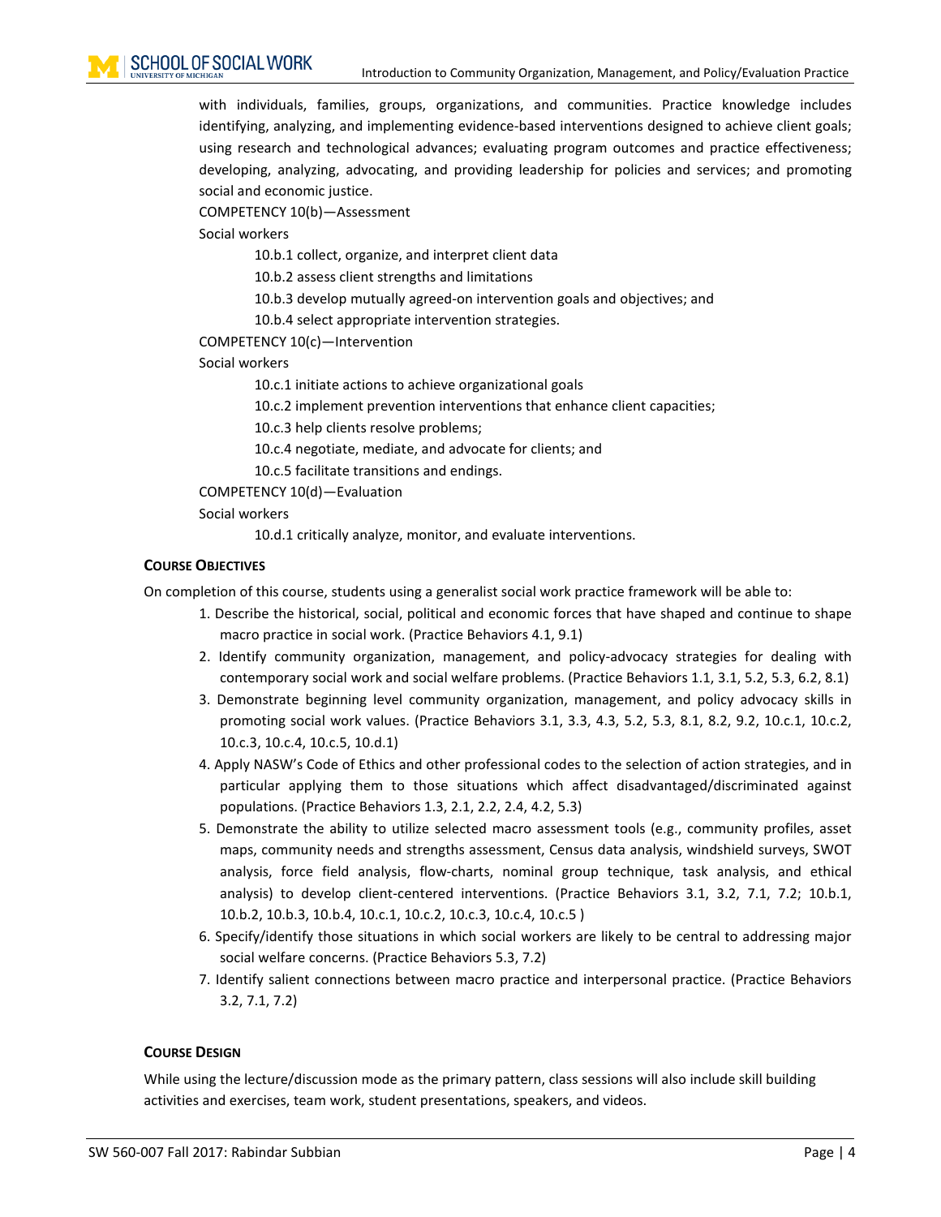with individuals, families, groups, organizations, and communities. Practice knowledge includes identifying, analyzing, and implementing evidence-based interventions designed to achieve client goals; using research and technological advances; evaluating program outcomes and practice effectiveness; developing, analyzing, advocating, and providing leadership for policies and services; and promoting social and economic justice.

COMPETENCY 10(b)—Assessment

Social workers

- 10.b.1 collect, organize, and interpret client data
- 10.b.2 assess client strengths and limitations
- 10.b.3 develop mutually agreed-on intervention goals and objectives; and
- 10.b.4 select appropriate intervention strategies.

COMPETENCY 10(c)—Intervention

Social workers

- 10.c.1 initiate actions to achieve organizational goals
- 10.c.2 implement prevention interventions that enhance client capacities;
- 10.c.3 help clients resolve problems;
- 10.c.4 negotiate, mediate, and advocate for clients; and
- 10.c.5 facilitate transitions and endings.

COMPETENCY 10(d)—Evaluation

Social workers

- 10.d.1 critically analyze, monitor, and evaluate interventions.

### Course Objectives

On completion of this course, students using a generalist social work practice framework will be able to:

1. Describe the historical, social, political and economic forces that have shaped and continue to shape macro practice in social work. (Practice Behaviors 4.1, 9.1)
2. Identify community organization, management, and policy-advocacy strategies for dealing with contemporary social work and social welfare problems. (Practice Behaviors 1.1, 3.1, 5.2, 5.3, 6.2, 8.1)
3. Demonstrate beginning level community organization, management, and policy advocacy skills in promoting social work values. (Practice Behaviors 3.1, 3.3, 4.3, 5.2, 5.3, 8.1, 8.2, 9.2, 10.c.1, 10.c.2, 10.c.3, 10.c.4, 10.c.5, 10.d.1)
4. Apply NASW's Code of Ethics and other professional codes to the selection of action strategies, and in particular applying them to those situations which affect disadvantaged/discriminated against populations. (Practice Behaviors 1.3, 2.1, 2.2, 2.4, 4.2, 5.3)
5. Demonstrate the ability to utilize selected macro assessment tools (e.g., community profiles, asset maps, community needs and strengths assessment, Census data analysis, windshield surveys, SWOT analysis, force field analysis, flow-charts, nominal group technique, task analysis, and ethical analysis) to develop client-centered interventions. (Practice Behaviors 3.1, 3.2, 7.1, 7.2; 10.b.1, 10.b.2, 10.b.3, 10.b.4, 10.c.1, 10.c.2, 10.c.3, 10.c.4, 10.c.5 )
6. Specify/identify those situations in which social workers are likely to be central to addressing major social welfare concerns. (Practice Behaviors 5.3, 7.2)
7. Identify salient connections between macro practice and interpersonal practice. (Practice Behaviors 3.2, 7.1, 7.2)

### Course Design

While using the lecture/discussion mode as the primary pattern, class sessions will also include skill building activities and exercises, team work, student presentations, speakers, and videos.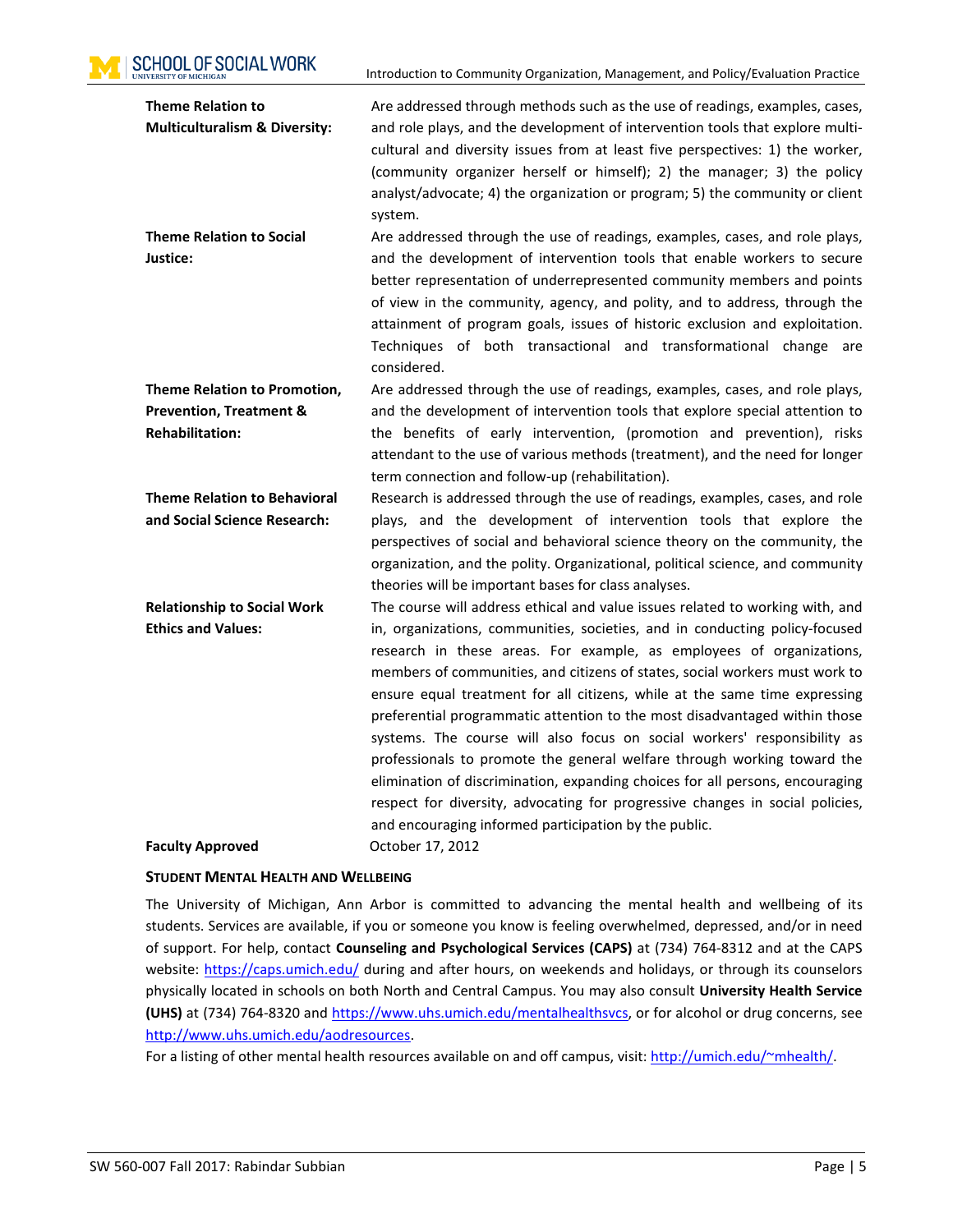| | |
|---|---|
| **Theme Relation to Multiculturalism & Diversity:** | Are addressed through methods such as the use of readings, examples, cases, and role plays, and the development of intervention tools that explore multi-cultural and diversity issues from at least five perspectives: 1) the worker, (community organizer herself or himself); 2) the manager; 3) the policy analyst/advocate; 4) the organization or program; 5) the community or client system. |
| **Theme Relation to Social Justice:** | Are addressed through the use of readings, examples, cases, and role plays, and the development of intervention tools that enable workers to secure better representation of underrepresented community members and points of view in the community, agency, and polity, and to address, through the attainment of program goals, issues of historic exclusion and exploitation. Techniques of both transactional and transformational change are considered. |
| **Theme Relation to Promotion, Prevention, Treatment & Rehabilitation:** | Are addressed through the use of readings, examples, cases, and role plays, and the development of intervention tools that explore special attention to the benefits of early intervention, (promotion and prevention), risks attendant to the use of various methods (treatment), and the need for longer term connection and follow-up (rehabilitation). |
| **Theme Relation to Behavioral and Social Science Research:** | Research is addressed through the use of readings, examples, cases, and role plays, and the development of intervention tools that explore the perspectives of social and behavioral science theory on the community, the organization, and the polity. Organizational, political science, and community theories will be important bases for class analyses. |
| **Relationship to Social Work Ethics and Values:** | The course will address ethical and value issues related to working with, and in, organizations, communities, societies, and in conducting policy-focused research in these areas. For example, as employees of organizations, members of communities, and citizens of states, social workers must work to ensure equal treatment for all citizens, while at the same time expressing preferential programmatic attention to the most disadvantaged within those systems. The course will also focus on social workers' responsibility as professionals to promote the general welfare through working toward the elimination of discrimination, expanding choices for all persons, encouraging respect for diversity, advocating for progressive changes in social policies, and encouraging informed participation by the public. |
| **Faculty Approved** | October 17, 2012 |

### Student Mental Health and Wellbeing

The University of Michigan, Ann Arbor is committed to advancing the mental health and wellbeing of its students. Services are available, if you or someone you know is feeling overwhelmed, depressed, and/or in need of support. For help, contact **Counseling and Psychological Services (CAPS)** at (734) 764-8312 and at the CAPS website: https://caps.umich.edu/ during and after hours, on weekends and holidays, or through its counselors physically located in schools on both North and Central Campus. You may also consult **University Health Service (UHS)** at (734) 764-8320 and https://www.uhs.umich.edu/mentalhealthsvcs, or for alcohol or drug concerns, see http://www.uhs.umich.edu/aodresources.

For a listing of other mental health resources available on and off campus, visit: http://umich.edu/~mhealth/.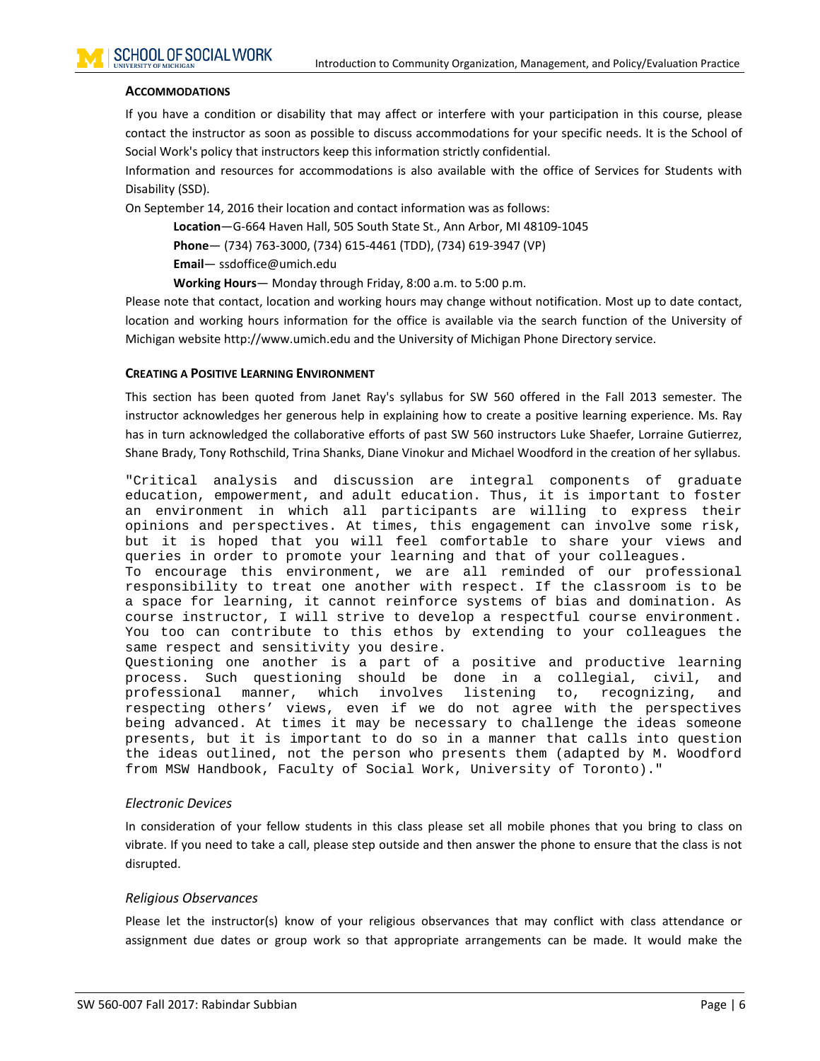### ACCOMMODATIONS

If you have a condition or disability that may affect or interfere with your participation in this course, please contact the instructor as soon as possible to discuss accommodations for your specific needs. It is the School of Social Work's policy that instructors keep this information strictly confidential.

Information and resources for accommodations is also available with the office of Services for Students with Disability (SSD).

On September 14, 2016 their location and contact information was as follows:

> **Location**—G-664 Haven Hall, 505 South State St., Ann Arbor, MI 48109-1045
>
> **Phone**— (734) 763-3000, (734) 615-4461 (TDD), (734) 619-3947 (VP)
>
> **Email**— ssdoffice@umich.edu
>
> **Working Hours**— Monday through Friday, 8:00 a.m. to 5:00 p.m.

Please note that contact, location and working hours may change without notification. Most up to date contact, location and working hours information for the office is available via the search function of the University of Michigan website http://www.umich.edu and the University of Michigan Phone Directory service.

### CREATING A POSITIVE LEARNING ENVIRONMENT

This section has been quoted from Janet Ray's syllabus for SW 560 offered in the Fall 2013 semester. The instructor acknowledges her generous help in explaining how to create a positive learning experience. Ms. Ray has in turn acknowledged the collaborative efforts of past SW 560 instructors Luke Shaefer, Lorraine Gutierrez, Shane Brady, Tony Rothschild, Trina Shanks, Diane Vinokur and Michael Woodford in the creation of her syllabus.

"Critical analysis and discussion are integral components of graduate education, empowerment, and adult education. Thus, it is important to foster an environment in which all participants are willing to express their opinions and perspectives. At times, this engagement can involve some risk, but it is hoped that you will feel comfortable to share your views and queries in order to promote your learning and that of your colleagues.

To encourage this environment, we are all reminded of our professional responsibility to treat one another with respect. If the classroom is to be a space for learning, it cannot reinforce systems of bias and domination. As course instructor, I will strive to develop a respectful course environment. You too can contribute to this ethos by extending to your colleagues the same respect and sensitivity you desire.

Questioning one another is a part of a positive and productive learning process. Such questioning should be done in a collegial, civil, and professional manner, which involves listening to, recognizing, and respecting others' views, even if we do not agree with the perspectives being advanced. At times it may be necessary to challenge the ideas someone presents, but it is important to do so in a manner that calls into question the ideas outlined, not the person who presents them (adapted by M. Woodford from MSW Handbook, Faculty of Social Work, University of Toronto)."

#### *Electronic Devices*

In consideration of your fellow students in this class please set all mobile phones that you bring to class on vibrate. If you need to take a call, please step outside and then answer the phone to ensure that the class is not disrupted.

#### *Religious Observances*

Please let the instructor(s) know of your religious observances that may conflict with class attendance or assignment due dates or group work so that appropriate arrangements can be made. It would make the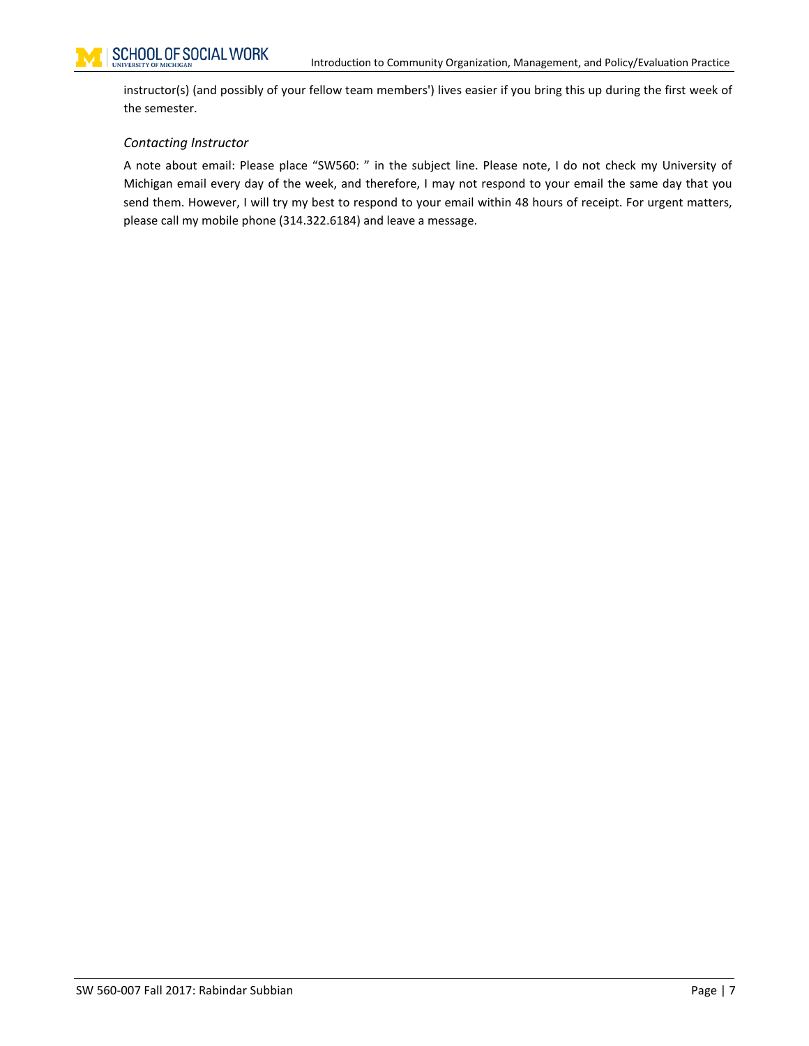instructor(s) (and possibly of your fellow team members') lives easier if you bring this up during the first week of the semester.

### *Contacting Instructor*

A note about email: Please place "SW560: " in the subject line. Please note, I do not check my University of Michigan email every day of the week, and therefore, I may not respond to your email the same day that you send them. However, I will try my best to respond to your email within 48 hours of receipt. For urgent matters, please call my mobile phone (314.322.6184) and leave a message.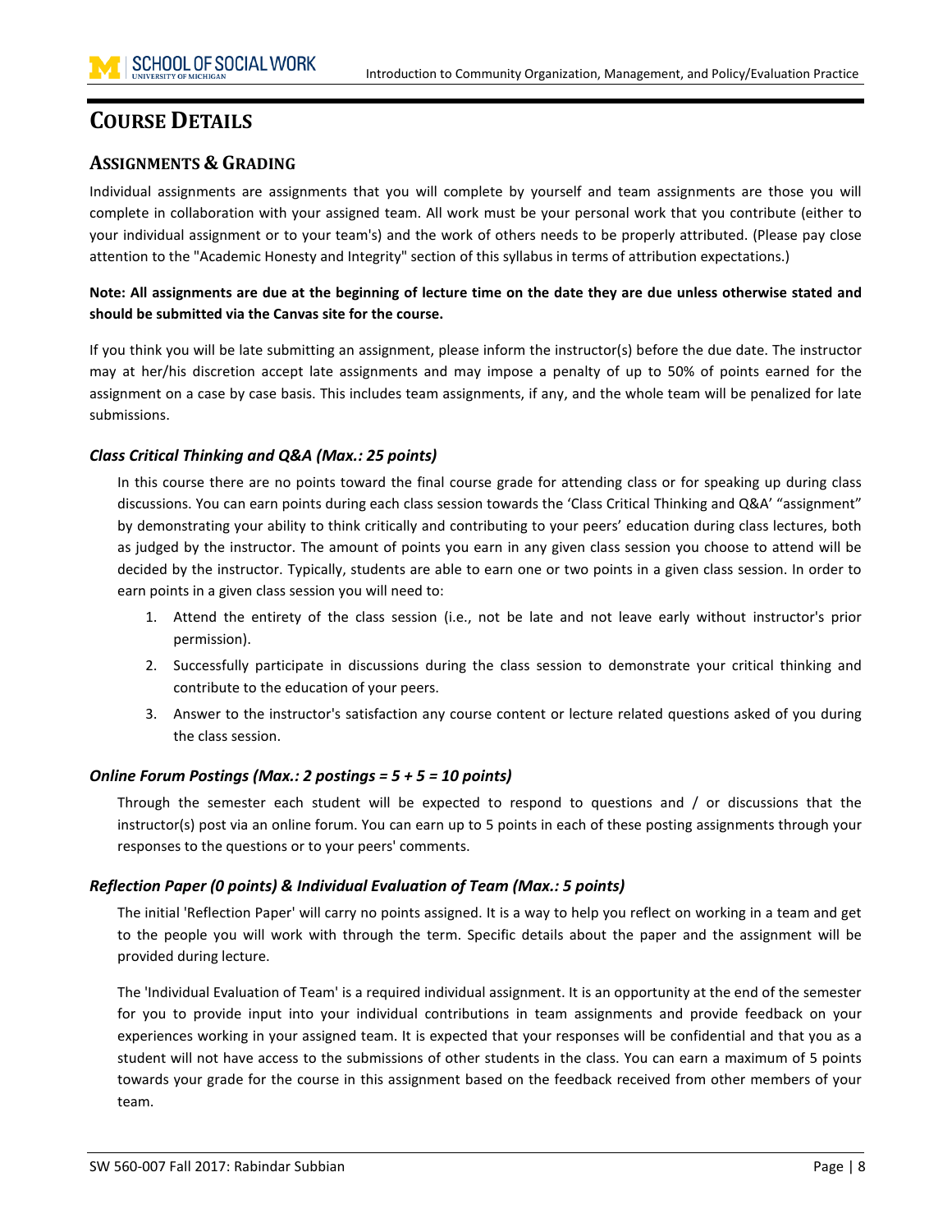# Course Details

## Assignments & Grading

Individual assignments are assignments that you will complete by yourself and team assignments are those you will complete in collaboration with your assigned team. All work must be your personal work that you contribute (either to your individual assignment or to your team's) and the work of others needs to be properly attributed. (Please pay close attention to the "Academic Honesty and Integrity" section of this syllabus in terms of attribution expectations.)

**Note: All assignments are due at the beginning of lecture time on the date they are due unless otherwise stated and should be submitted via the Canvas site for the course.**

If you think you will be late submitting an assignment, please inform the instructor(s) before the due date. The instructor may at her/his discretion accept late assignments and may impose a penalty of up to 50% of points earned for the assignment on a case by case basis. This includes team assignments, if any, and the whole team will be penalized for late submissions.

### *Class Critical Thinking and Q&A (Max.: 25 points)*

In this course there are no points toward the final course grade for attending class or for speaking up during class discussions. You can earn points during each class session towards the 'Class Critical Thinking and Q&A' "assignment" by demonstrating your ability to think critically and contributing to your peers' education during class lectures, both as judged by the instructor. The amount of points you earn in any given class session you choose to attend will be decided by the instructor. Typically, students are able to earn one or two points in a given class session. In order to earn points in a given class session you will need to:

1. Attend the entirety of the class session (i.e., not be late and not leave early without instructor's prior permission).
2. Successfully participate in discussions during the class session to demonstrate your critical thinking and contribute to the education of your peers.
3. Answer to the instructor's satisfaction any course content or lecture related questions asked of you during the class session.

### *Online Forum Postings (Max.: 2 postings = 5 + 5 = 10 points)*

Through the semester each student will be expected to respond to questions and / or discussions that the instructor(s) post via an online forum. You can earn up to 5 points in each of these posting assignments through your responses to the questions or to your peers' comments.

### *Reflection Paper (0 points) & Individual Evaluation of Team (Max.: 5 points)*

The initial 'Reflection Paper' will carry no points assigned. It is a way to help you reflect on working in a team and get to the people you will work with through the term. Specific details about the paper and the assignment will be provided during lecture.

The 'Individual Evaluation of Team' is a required individual assignment. It is an opportunity at the end of the semester for you to provide input into your individual contributions in team assignments and provide feedback on your experiences working in your assigned team. It is expected that your responses will be confidential and that you as a student will not have access to the submissions of other students in the class. You can earn a maximum of 5 points towards your grade for the course in this assignment based on the feedback received from other members of your team.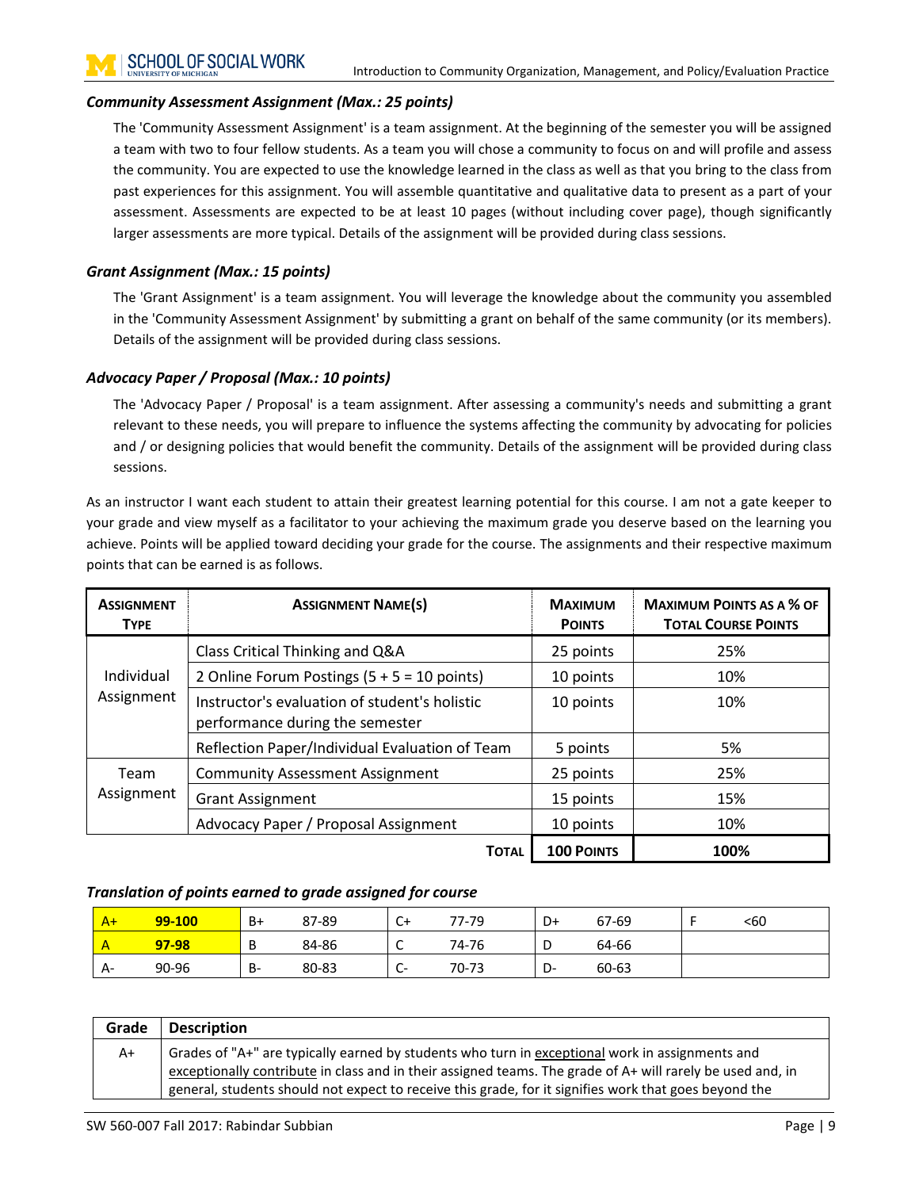### *Community Assessment Assignment (Max.: 25 points)*

The 'Community Assessment Assignment' is a team assignment. At the beginning of the semester you will be assigned a team with two to four fellow students. As a team you will chose a community to focus on and will profile and assess the community. You are expected to use the knowledge learned in the class as well as that you bring to the class from past experiences for this assignment. You will assemble quantitative and qualitative data to present as a part of your assessment. Assessments are expected to be at least 10 pages (without including cover page), though significantly larger assessments are more typical. Details of the assignment will be provided during class sessions.

### *Grant Assignment (Max.: 15 points)*

The 'Grant Assignment' is a team assignment. You will leverage the knowledge about the community you assembled in the 'Community Assessment Assignment' by submitting a grant on behalf of the same community (or its members). Details of the assignment will be provided during class sessions.

### *Advocacy Paper / Proposal (Max.: 10 points)*

The 'Advocacy Paper / Proposal' is a team assignment. After assessing a community's needs and submitting a grant relevant to these needs, you will prepare to influence the systems affecting the community by advocating for policies and / or designing policies that would benefit the community. Details of the assignment will be provided during class sessions.

As an instructor I want each student to attain their greatest learning potential for this course. I am not a gate keeper to your grade and view myself as a facilitator to your achieving the maximum grade you deserve based on the learning you achieve. Points will be applied toward deciding your grade for the course. The assignments and their respective maximum points that can be earned is as follows.

| Assignment Type | Assignment Name(s) | Maximum Points | Maximum Points as a % of Total Course Points |
|---|---|---|---|
| Individual Assignment | Class Critical Thinking and Q&A | 25 points | 25% |
| | 2 Online Forum Postings (5 + 5 = 10 points) | 10 points | 10% |
| | Instructor's evaluation of student's holistic performance during the semester | 10 points | 10% |
| | Reflection Paper/Individual Evaluation of Team | 5 points | 5% |
| Team Assignment | Community Assessment Assignment | 25 points | 25% |
| | Grant Assignment | 15 points | 15% |
| | Advocacy Paper / Proposal Assignment | 10 points | 10% |
| | **Total** | **100 Points** | **100%** |

### *Translation of points earned to grade assigned for course*

| | | | | | | | | | |
|---|---|---|---|---|---|---|---|---|---|
| A+ | **99-100** | B+ | 87-89 | C+ | 77-79 | D+ | 67-69 | F | <60 |
| A | **97-98** | B | 84-86 | C | 74-76 | D | 64-66 | | |
| A- | 90-96 | B- | 80-83 | C- | 70-73 | D- | 60-63 | | |

| Grade | Description |
|---|---|
| A+ | Grades of "A+" are typically earned by students who turn in exceptional work in assignments and exceptionally contribute in class and in their assigned teams. The grade of A+ will rarely be used and, in general, students should not expect to receive this grade, for it signifies work that goes beyond the |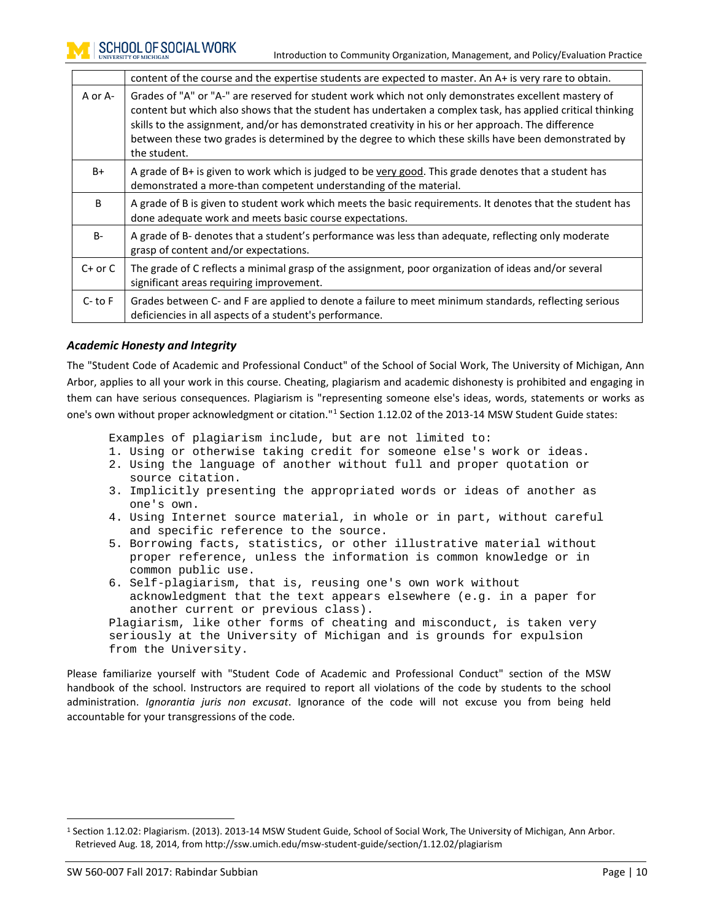|  |  |
|---|---|
|  | content of the course and the expertise students are expected to master. An A+ is very rare to obtain. |
| A or A- | Grades of "A" or "A-" are reserved for student work which not only demonstrates excellent mastery of content but which also shows that the student has undertaken a complex task, has applied critical thinking skills to the assignment, and/or has demonstrated creativity in his or her approach. The difference between these two grades is determined by the degree to which these skills have been demonstrated by the student. |
| B+ | A grade of B+ is given to work which is judged to be very good. This grade denotes that a student has demonstrated a more-than competent understanding of the material. |
| B | A grade of B is given to student work which meets the basic requirements. It denotes that the student has done adequate work and meets basic course expectations. |
| B- | A grade of B- denotes that a student's performance was less than adequate, reflecting only moderate grasp of content and/or expectations. |
| C+ or C | The grade of C reflects a minimal grasp of the assignment, poor organization of ideas and/or several significant areas requiring improvement. |
| C- to F | Grades between C- and F are applied to denote a failure to meet minimum standards, reflecting serious deficiencies in all aspects of a student's performance. |

### *Academic Honesty and Integrity*

The "Student Code of Academic and Professional Conduct" of the School of Social Work, The University of Michigan, Ann Arbor, applies to all your work in this course. Cheating, plagiarism and academic dishonesty is prohibited and engaging in them can have serious consequences. Plagiarism is "representing someone else's ideas, words, statements or works as one's own without proper acknowledgment or citation."[1] Section 1.12.02 of the 2013-14 MSW Student Guide states:

```
Examples of plagiarism include, but are not limited to:
1. Using or otherwise taking credit for someone else's work or ideas.
2. Using the language of another without full and proper quotation or
   source citation.
3. Implicitly presenting the appropriated words or ideas of another as
   one's own.
4. Using Internet source material, in whole or in part, without careful
   and specific reference to the source.
5. Borrowing facts, statistics, or other illustrative material without
   proper reference, unless the information is common knowledge or in
   common public use.
6. Self-plagiarism, that is, reusing one's own work without
   acknowledgment that the text appears elsewhere (e.g. in a paper for
   another current or previous class).
Plagiarism, like other forms of cheating and misconduct, is taken very
seriously at the University of Michigan and is grounds for expulsion
from the University.
```

Please familiarize yourself with "Student Code of Academic and Professional Conduct" section of the MSW handbook of the school. Instructors are required to report all violations of the code by students to the school administration. *Ignorantia juris non excusat*. Ignorance of the code will not excuse you from being held accountable for your transgressions of the code.

[1] Section 1.12.02: Plagiarism. (2013). 2013-14 MSW Student Guide, School of Social Work, The University of Michigan, Ann Arbor. Retrieved Aug. 18, 2014, from http://ssw.umich.edu/msw-student-guide/section/1.12.02/plagiarism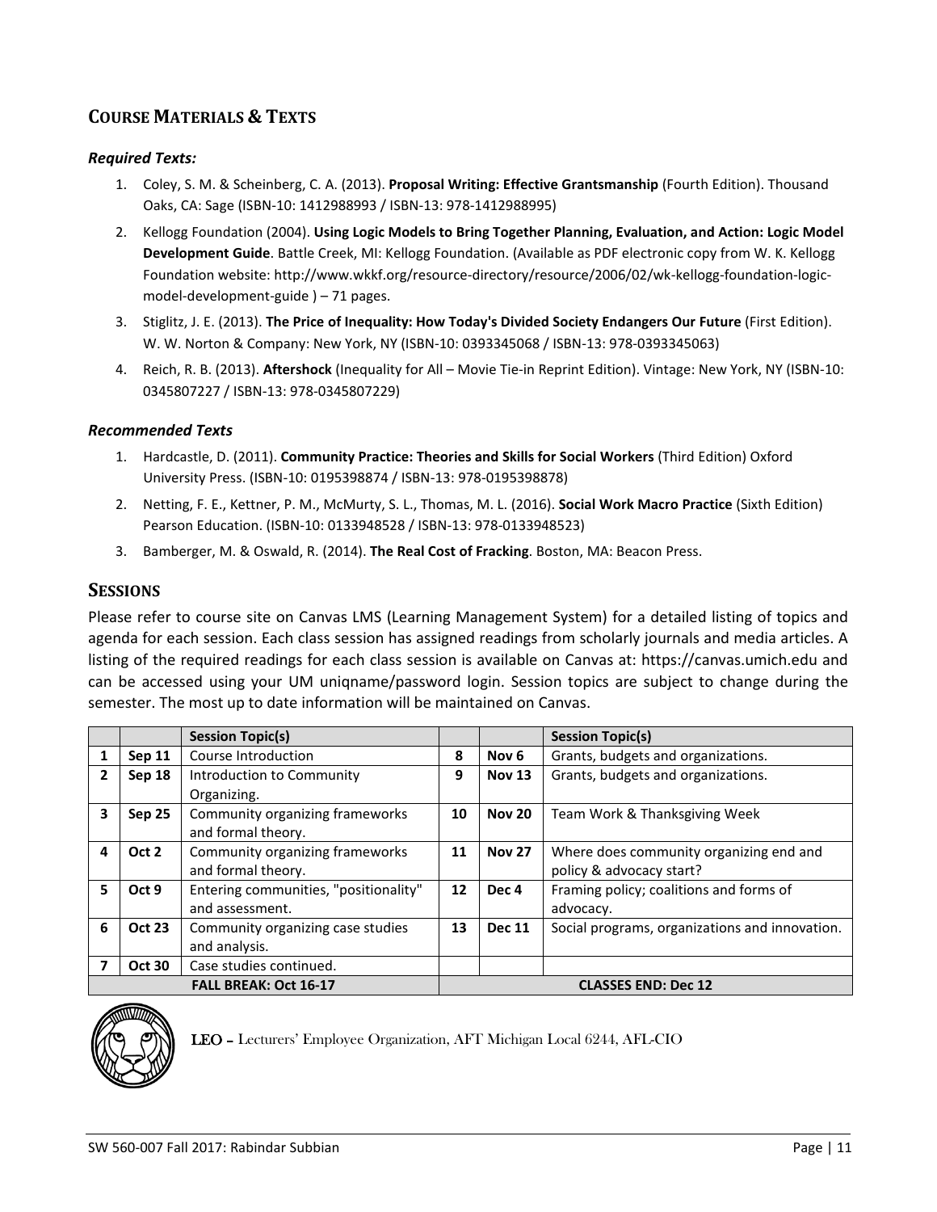## Course Materials & Texts

### *Required Texts:*

1. Coley, S. M. & Scheinberg, C. A. (2013). **Proposal Writing: Effective Grantsmanship** (Fourth Edition). Thousand Oaks, CA: Sage (ISBN-10: 1412988993 / ISBN-13: 978-1412988995)
2. Kellogg Foundation (2004). **Using Logic Models to Bring Together Planning, Evaluation, and Action: Logic Model Development Guide**. Battle Creek, MI: Kellogg Foundation. (Available as PDF electronic copy from W. K. Kellogg Foundation website: http://www.wkkf.org/resource-directory/resource/2006/02/wk-kellogg-foundation-logic-model-development-guide ) – 71 pages.
3. Stiglitz, J. E. (2013). **The Price of Inequality: How Today's Divided Society Endangers Our Future** (First Edition). W. W. Norton & Company: New York, NY (ISBN-10: 0393345068 / ISBN-13: 978-0393345063)
4. Reich, R. B. (2013). **Aftershock** (Inequality for All – Movie Tie-in Reprint Edition). Vintage: New York, NY (ISBN-10: 0345807227 / ISBN-13: 978-0345807229)

### *Recommended Texts*

1. Hardcastle, D. (2011). **Community Practice: Theories and Skills for Social Workers** (Third Edition) Oxford University Press. (ISBN-10: 0195398874 / ISBN-13: 978-0195398878)
2. Netting, F. E., Kettner, P. M., McMurty, S. L., Thomas, M. L. (2016). **Social Work Macro Practice** (Sixth Edition) Pearson Education. (ISBN-10: 0133948528 / ISBN-13: 978-0133948523)
3. Bamberger, M. & Oswald, R. (2014). **The Real Cost of Fracking**. Boston, MA: Beacon Press.

## Sessions

Please refer to course site on Canvas LMS (Learning Management System) for a detailed listing of topics and agenda for each session. Each class session has assigned readings from scholarly journals and media articles. A listing of the required readings for each class session is available on Canvas at: https://canvas.umich.edu and can be accessed using your UM uniqname/password login. Session topics are subject to change during the semester. The most up to date information will be maintained on Canvas.

| | | **Session Topic(s)** | | | **Session Topic(s)** |
|---|---|---|---|---|---|
| **1** | **Sep 11** | Course Introduction | **8** | **Nov 6** | Grants, budgets and organizations. |
| **2** | **Sep 18** | Introduction to Community Organizing. | **9** | **Nov 13** | Grants, budgets and organizations. |
| **3** | **Sep 25** | Community organizing frameworks and formal theory. | **10** | **Nov 20** | Team Work & Thanksgiving Week |
| **4** | **Oct 2** | Community organizing frameworks and formal theory. | **11** | **Nov 27** | Where does community organizing end and policy & advocacy start? |
| **5** | **Oct 9** | Entering communities, "positionality" and assessment. | **12** | **Dec 4** | Framing policy; coalitions and forms of advocacy. |
| **6** | **Oct 23** | Community organizing case studies and analysis. | **13** | **Dec 11** | Social programs, organizations and innovation. |
| **7** | **Oct 30** | Case studies continued. | | | |
| **FALL BREAK: Oct 16-17** | | | **CLASSES END: Dec 12** | | |

LEO – Lecturers' Employee Organization, AFT Michigan Local 6244, AFL-CIO